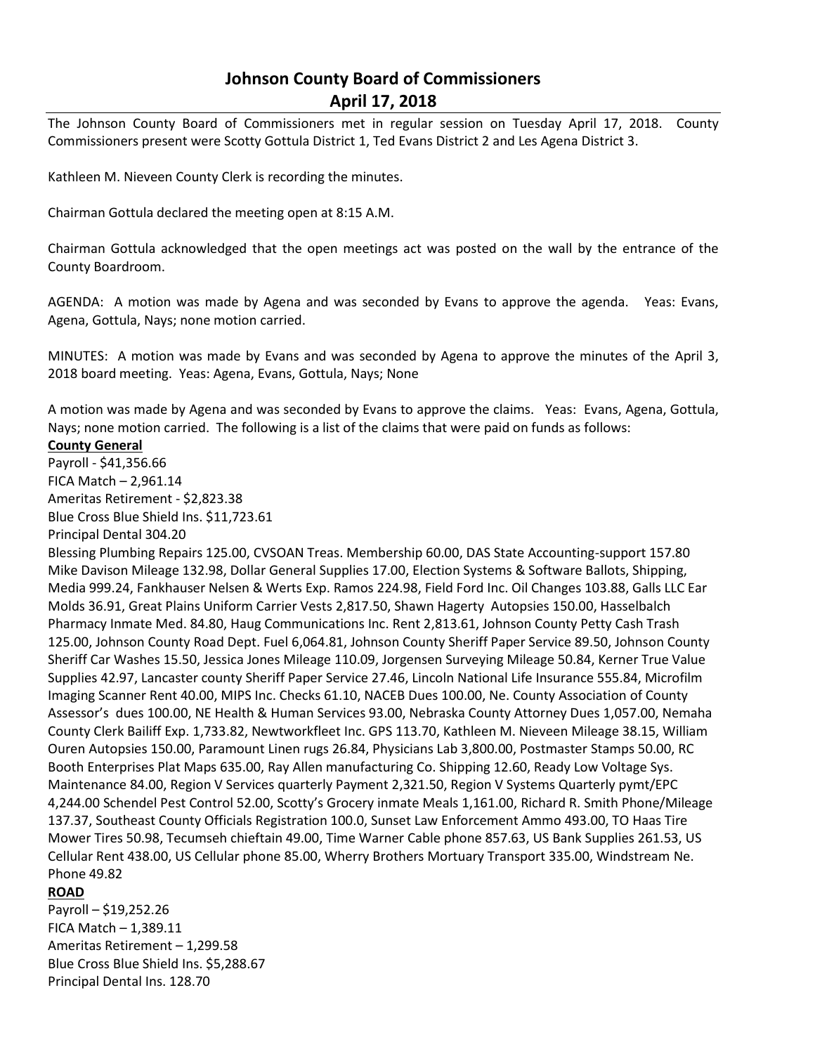# Johnson County Board of Commissioners
## April 17, 2018

The Johnson County Board of Commissioners met in regular session on Tuesday April 17, 2018. County Commissioners present were Scotty Gottula District 1, Ted Evans District 2 and Les Agena District 3.

Kathleen M. Nieveen County Clerk is recording the minutes.

Chairman Gottula declared the meeting open at 8:15 A.M.

Chairman Gottula acknowledged that the open meetings act was posted on the wall by the entrance of the County Boardroom.

AGENDA: A motion was made by Agena and was seconded by Evans to approve the agenda. Yeas: Evans, Agena, Gottula, Nays; none motion carried.

MINUTES: A motion was made by Evans and was seconded by Agena to approve the minutes of the April 3, 2018 board meeting. Yeas: Agena, Evans, Gottula, Nays; None

A motion was made by Agena and was seconded by Evans to approve the claims. Yeas: Evans, Agena, Gottula, Nays; none motion carried. The following is a list of the claims that were paid on funds as follows:

**County General**

Payroll - $41,356.66
FICA Match – 2,961.14
Ameritas Retirement - $2,823.38
Blue Cross Blue Shield Ins. $11,723.61
Principal Dental 304.20
Blessing Plumbing Repairs 125.00, CVSOAN Treas. Membership 60.00, DAS State Accounting-support 157.80 Mike Davison Mileage 132.98, Dollar General Supplies 17.00, Election Systems & Software Ballots, Shipping, Media 999.24, Fankhauser Nelsen & Werts Exp. Ramos 224.98, Field Ford Inc. Oil Changes 103.88, Galls LLC Ear Molds 36.91, Great Plains Uniform Carrier Vests 2,817.50, Shawn Hagerty Autopsies 150.00, Hasselbalch Pharmacy Inmate Med. 84.80, Haug Communications Inc. Rent 2,813.61, Johnson County Petty Cash Trash 125.00, Johnson County Road Dept. Fuel 6,064.81, Johnson County Sheriff Paper Service 89.50, Johnson County Sheriff Car Washes 15.50, Jessica Jones Mileage 110.09, Jorgensen Surveying Mileage 50.84, Kerner True Value Supplies 42.97, Lancaster county Sheriff Paper Service 27.46, Lincoln National Life Insurance 555.84, Microfilm Imaging Scanner Rent 40.00, MIPS Inc. Checks 61.10, NACEB Dues 100.00, Ne. County Association of County Assessor's dues 100.00, NE Health & Human Services 93.00, Nebraska County Attorney Dues 1,057.00, Nemaha County Clerk Bailiff Exp. 1,733.82, Newtworkfleet Inc. GPS 113.70, Kathleen M. Nieveen Mileage 38.15, William Ouren Autopsies 150.00, Paramount Linen rugs 26.84, Physicians Lab 3,800.00, Postmaster Stamps 50.00, RC Booth Enterprises Plat Maps 635.00, Ray Allen manufacturing Co. Shipping 12.60, Ready Low Voltage Sys. Maintenance 84.00, Region V Services quarterly Payment 2,321.50, Region V Systems Quarterly pymt/EPC 4,244.00 Schendel Pest Control 52.00, Scotty's Grocery inmate Meals 1,161.00, Richard R. Smith Phone/Mileage 137.37, Southeast County Officials Registration 100.0, Sunset Law Enforcement Ammo 493.00, TO Haas Tire Mower Tires 50.98, Tecumseh chieftain 49.00, Time Warner Cable phone 857.63, US Bank Supplies 261.53, US Cellular Rent 438.00, US Cellular phone 85.00, Wherry Brothers Mortuary Transport 335.00, Windstream Ne. Phone 49.82

**ROAD**

Payroll – $19,252.26
FICA Match – 1,389.11
Ameritas Retirement – 1,299.58
Blue Cross Blue Shield Ins. $5,288.67
Principal Dental Ins. 128.70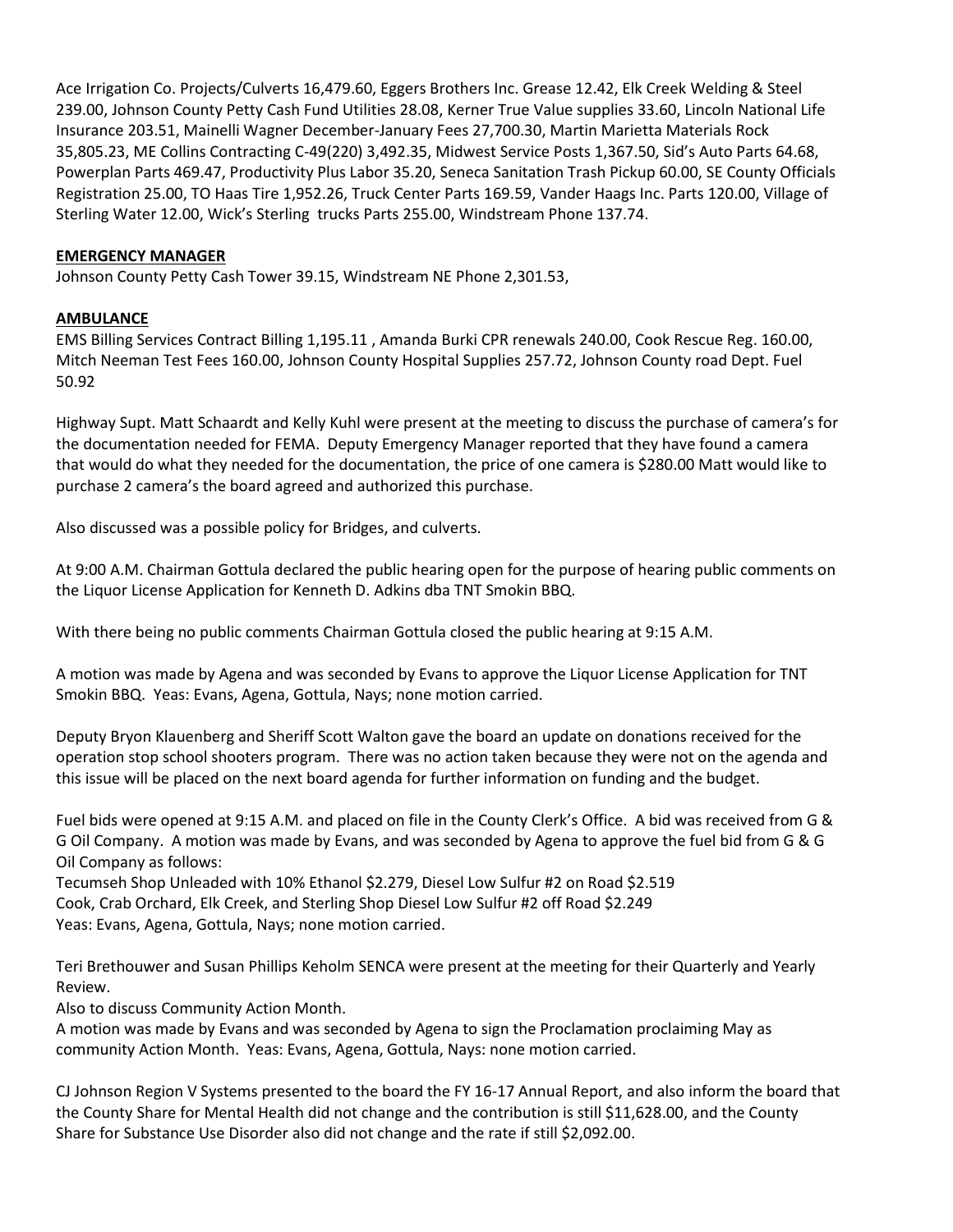Ace Irrigation Co. Projects/Culverts 16,479.60, Eggers Brothers Inc. Grease 12.42, Elk Creek Welding & Steel 239.00, Johnson County Petty Cash Fund Utilities 28.08, Kerner True Value supplies 33.60, Lincoln National Life Insurance 203.51, Mainelli Wagner December-January Fees 27,700.30, Martin Marietta Materials Rock 35,805.23, ME Collins Contracting C-49(220) 3,492.35, Midwest Service Posts 1,367.50, Sid's Auto Parts 64.68, Powerplan Parts 469.47, Productivity Plus Labor 35.20, Seneca Sanitation Trash Pickup 60.00, SE County Officials Registration 25.00, TO Haas Tire 1,952.26, Truck Center Parts 169.59, Vander Haags Inc. Parts 120.00, Village of Sterling Water 12.00, Wick's Sterling trucks Parts 255.00, Windstream Phone 137.74.

**EMERGENCY MANAGER**

Johnson County Petty Cash Tower 39.15, Windstream NE Phone 2,301.53,

**AMBULANCE**

EMS Billing Services Contract Billing 1,195.11 , Amanda Burki CPR renewals 240.00, Cook Rescue Reg. 160.00, Mitch Neeman Test Fees 160.00, Johnson County Hospital Supplies 257.72, Johnson County road Dept. Fuel 50.92

Highway Supt. Matt Schaardt and Kelly Kuhl were present at the meeting to discuss the purchase of camera's for the documentation needed for FEMA. Deputy Emergency Manager reported that they have found a camera that would do what they needed for the documentation, the price of one camera is $280.00 Matt would like to purchase 2 camera's the board agreed and authorized this purchase.

Also discussed was a possible policy for Bridges, and culverts.

At 9:00 A.M. Chairman Gottula declared the public hearing open for the purpose of hearing public comments on the Liquor License Application for Kenneth D. Adkins dba TNT Smokin BBQ.

With there being no public comments Chairman Gottula closed the public hearing at 9:15 A.M.

A motion was made by Agena and was seconded by Evans to approve the Liquor License Application for TNT Smokin BBQ. Yeas: Evans, Agena, Gottula, Nays; none motion carried.

Deputy Bryon Klauenberg and Sheriff Scott Walton gave the board an update on donations received for the operation stop school shooters program. There was no action taken because they were not on the agenda and this issue will be placed on the next board agenda for further information on funding and the budget.

Fuel bids were opened at 9:15 A.M. and placed on file in the County Clerk's Office. A bid was received from G & G Oil Company. A motion was made by Evans, and was seconded by Agena to approve the fuel bid from G & G Oil Company as follows:

Tecumseh Shop Unleaded with 10% Ethanol $2.279, Diesel Low Sulfur #2 on Road $2.519
Cook, Crab Orchard, Elk Creek, and Sterling Shop Diesel Low Sulfur #2 off Road $2.249
Yeas: Evans, Agena, Gottula, Nays; none motion carried.

Teri Brethouwer and Susan Phillips Keholm SENCA were present at the meeting for their Quarterly and Yearly Review.
Also to discuss Community Action Month.
A motion was made by Evans and was seconded by Agena to sign the Proclamation proclaiming May as community Action Month. Yeas: Evans, Agena, Gottula, Nays: none motion carried.

CJ Johnson Region V Systems presented to the board the FY 16-17 Annual Report, and also inform the board that the County Share for Mental Health did not change and the contribution is still $11,628.00, and the County Share for Substance Use Disorder also did not change and the rate if still $2,092.00.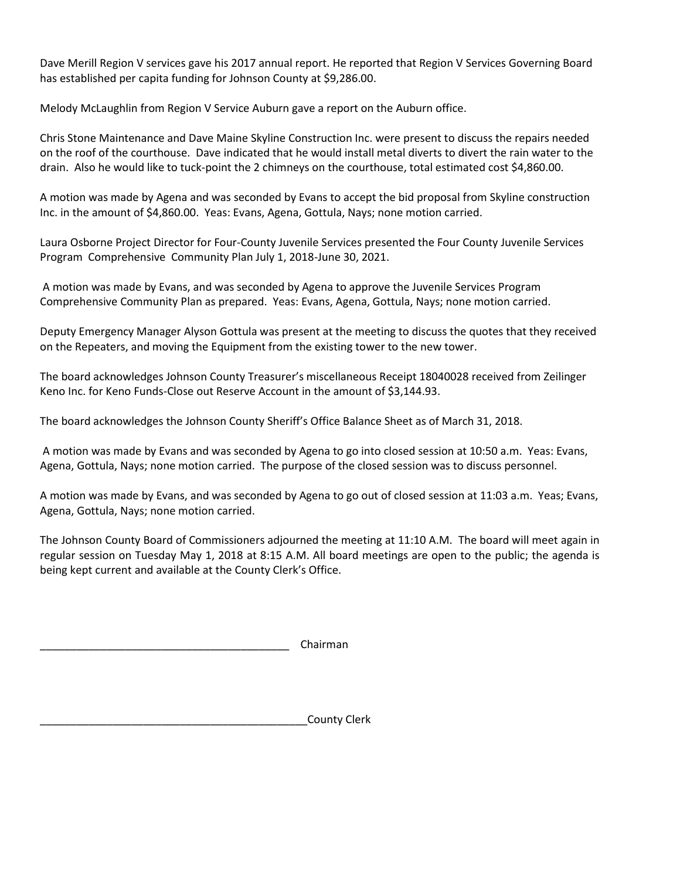Dave Merill Region V services gave his 2017 annual report. He reported that Region V Services Governing Board has established per capita funding for Johnson County at $9,286.00.

Melody McLaughlin from Region V Service Auburn gave a report on the Auburn office.

Chris Stone Maintenance and Dave Maine Skyline Construction Inc. were present to discuss the repairs needed on the roof of the courthouse. Dave indicated that he would install metal diverts to divert the rain water to the drain. Also he would like to tuck-point the 2 chimneys on the courthouse, total estimated cost $4,860.00.

A motion was made by Agena and was seconded by Evans to accept the bid proposal from Skyline construction Inc. in the amount of $4,860.00. Yeas: Evans, Agena, Gottula, Nays; none motion carried.

Laura Osborne Project Director for Four-County Juvenile Services presented the Four County Juvenile Services Program Comprehensive Community Plan July 1, 2018-June 30, 2021.

A motion was made by Evans, and was seconded by Agena to approve the Juvenile Services Program Comprehensive Community Plan as prepared. Yeas: Evans, Agena, Gottula, Nays; none motion carried.

Deputy Emergency Manager Alyson Gottula was present at the meeting to discuss the quotes that they received on the Repeaters, and moving the Equipment from the existing tower to the new tower.

The board acknowledges Johnson County Treasurer's miscellaneous Receipt 18040028 received from Zeilinger Keno Inc. for Keno Funds-Close out Reserve Account in the amount of $3,144.93.

The board acknowledges the Johnson County Sheriff's Office Balance Sheet as of March 31, 2018.

A motion was made by Evans and was seconded by Agena to go into closed session at 10:50 a.m. Yeas: Evans, Agena, Gottula, Nays; none motion carried. The purpose of the closed session was to discuss personnel.

A motion was made by Evans, and was seconded by Agena to go out of closed session at 11:03 a.m. Yeas; Evans, Agena, Gottula, Nays; none motion carried.

The Johnson County Board of Commissioners adjourned the meeting at 11:10 A.M. The board will meet again in regular session on Tuesday May 1, 2018 at 8:15 A.M. All board meetings are open to the public; the agenda is being kept current and available at the County Clerk's Office.

\_\_\_\_\_\_\_\_\_\_\_\_\_\_\_\_\_\_\_\_\_\_\_\_\_\_\_\_\_\_\_\_\_\_\_\_\_\_\_\_\_ Chairman

\_\_\_\_\_\_\_\_\_\_\_\_\_\_\_\_\_\_\_\_\_\_\_\_\_\_\_\_\_\_\_\_\_\_\_\_\_\_\_\_\_\_\_County Clerk